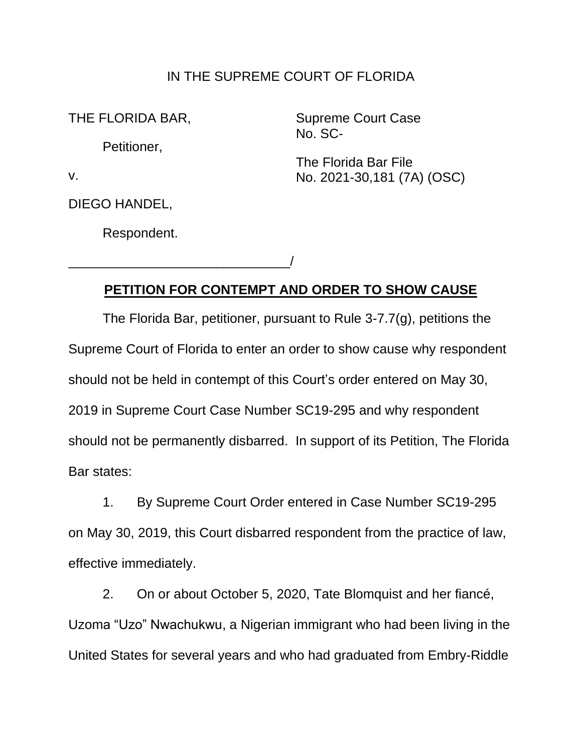IN THE SUPREME COURT OF FLORIDA

THE FLORIDA BAR,

Petitioner,

v.

DIEGO HANDEL,

Respondent.

_______________________________/

Supreme Court Case
No. SC-

The Florida Bar File
No. 2021-30,181 (7A) (OSC)

## PETITION FOR CONTEMPT AND ORDER TO SHOW CAUSE

The Florida Bar, petitioner, pursuant to Rule 3-7.7(g), petitions the Supreme Court of Florida to enter an order to show cause why respondent should not be held in contempt of this Court's order entered on May 30, 2019 in Supreme Court Case Number SC19-295 and why respondent should not be permanently disbarred. In support of its Petition, The Florida Bar states:

1. By Supreme Court Order entered in Case Number SC19-295 on May 30, 2019, this Court disbarred respondent from the practice of law, effective immediately.

2. On or about October 5, 2020, Tate Blomquist and her fiancé, Uzoma "Uzo" Nwachukwu, a Nigerian immigrant who had been living in the United States for several years and who had graduated from Embry-Riddle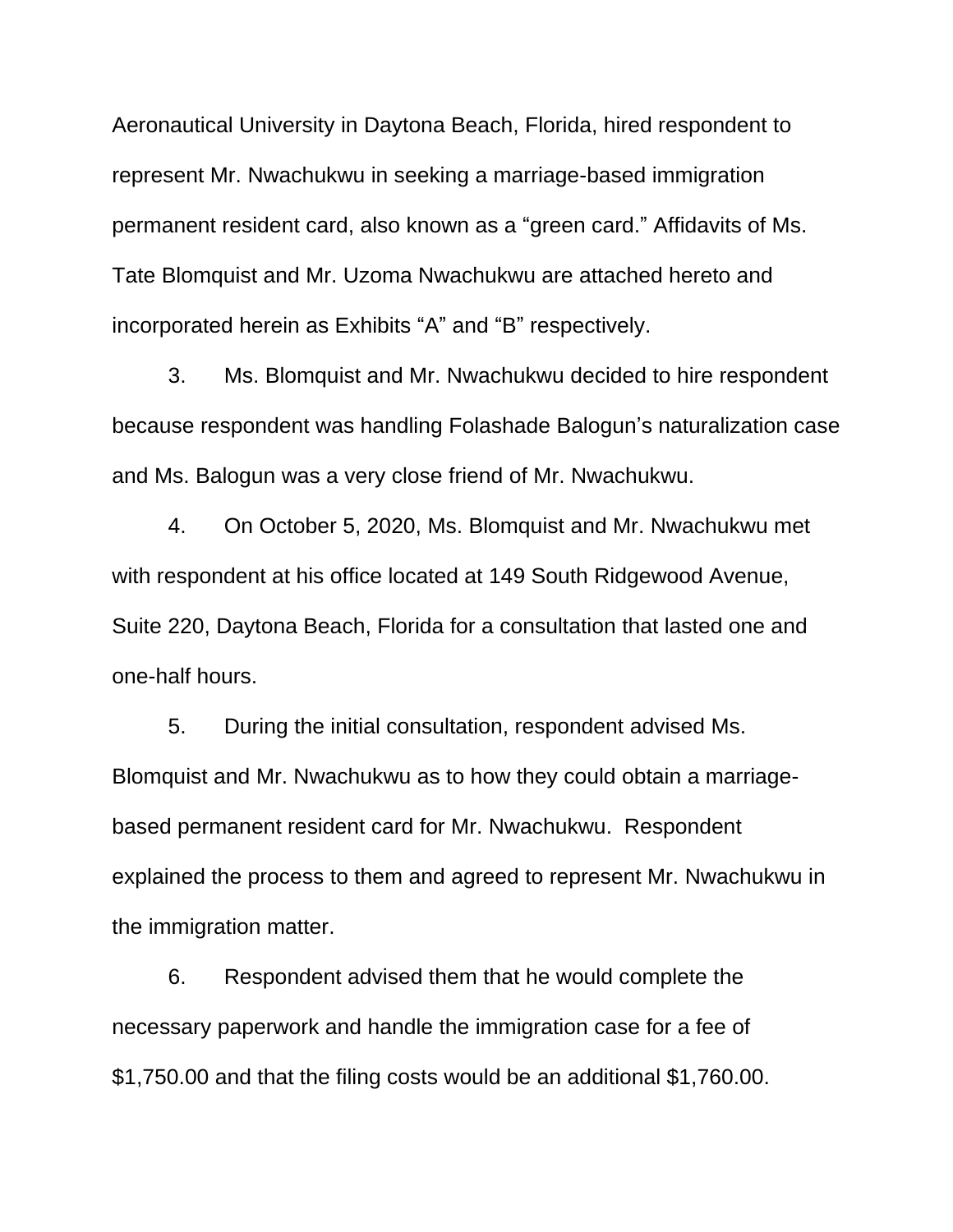Aeronautical University in Daytona Beach, Florida, hired respondent to represent Mr. Nwachukwu in seeking a marriage-based immigration permanent resident card, also known as a "green card." Affidavits of Ms. Tate Blomquist and Mr. Uzoma Nwachukwu are attached hereto and incorporated herein as Exhibits "A" and "B" respectively.

3. Ms. Blomquist and Mr. Nwachukwu decided to hire respondent because respondent was handling Folashade Balogun's naturalization case and Ms. Balogun was a very close friend of Mr. Nwachukwu.

4. On October 5, 2020, Ms. Blomquist and Mr. Nwachukwu met with respondent at his office located at 149 South Ridgewood Avenue, Suite 220, Daytona Beach, Florida for a consultation that lasted one and one-half hours.

5. During the initial consultation, respondent advised Ms. Blomquist and Mr. Nwachukwu as to how they could obtain a marriage-based permanent resident card for Mr. Nwachukwu. Respondent explained the process to them and agreed to represent Mr. Nwachukwu in the immigration matter.

6. Respondent advised them that he would complete the necessary paperwork and handle the immigration case for a fee of $1,750.00 and that the filing costs would be an additional $1,760.00.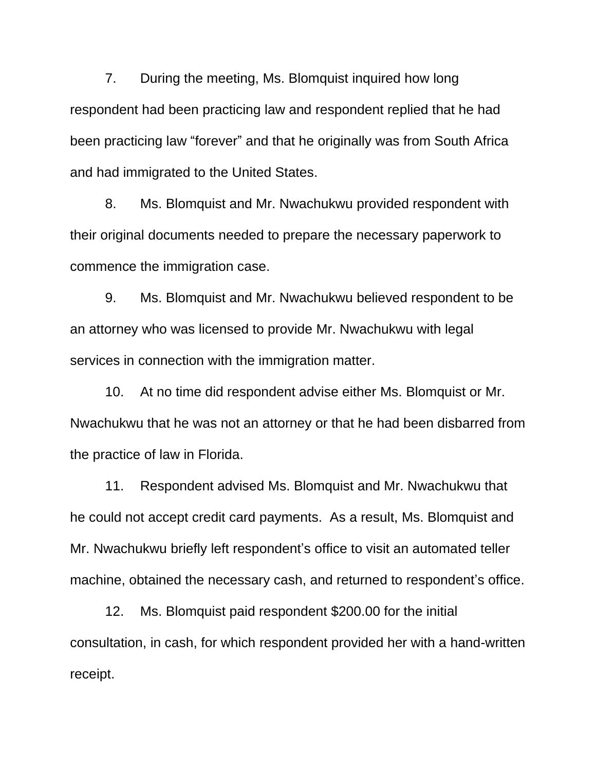7. During the meeting, Ms. Blomquist inquired how long respondent had been practicing law and respondent replied that he had been practicing law "forever" and that he originally was from South Africa and had immigrated to the United States.

8. Ms. Blomquist and Mr. Nwachukwu provided respondent with their original documents needed to prepare the necessary paperwork to commence the immigration case.

9. Ms. Blomquist and Mr. Nwachukwu believed respondent to be an attorney who was licensed to provide Mr. Nwachukwu with legal services in connection with the immigration matter.

10. At no time did respondent advise either Ms. Blomquist or Mr. Nwachukwu that he was not an attorney or that he had been disbarred from the practice of law in Florida.

11. Respondent advised Ms. Blomquist and Mr. Nwachukwu that he could not accept credit card payments. As a result, Ms. Blomquist and Mr. Nwachukwu briefly left respondent's office to visit an automated teller machine, obtained the necessary cash, and returned to respondent's office.

12. Ms. Blomquist paid respondent $200.00 for the initial consultation, in cash, for which respondent provided her with a hand-written receipt.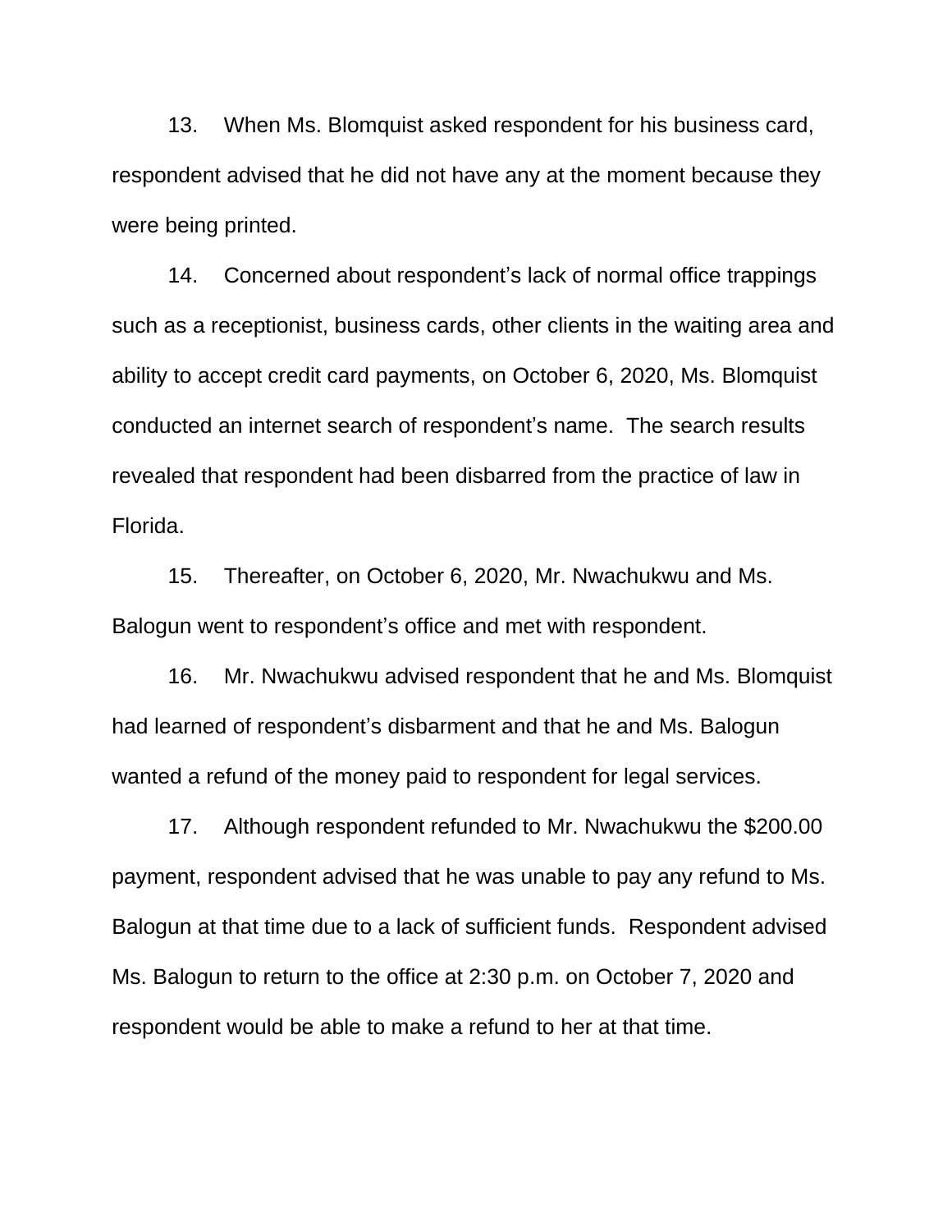13. When Ms. Blomquist asked respondent for his business card, respondent advised that he did not have any at the moment because they were being printed.

14. Concerned about respondent's lack of normal office trappings such as a receptionist, business cards, other clients in the waiting area and ability to accept credit card payments, on October 6, 2020, Ms. Blomquist conducted an internet search of respondent's name. The search results revealed that respondent had been disbarred from the practice of law in Florida.

15. Thereafter, on October 6, 2020, Mr. Nwachukwu and Ms. Balogun went to respondent's office and met with respondent.

16. Mr. Nwachukwu advised respondent that he and Ms. Blomquist had learned of respondent's disbarment and that he and Ms. Balogun wanted a refund of the money paid to respondent for legal services.

17. Although respondent refunded to Mr. Nwachukwu the $200.00 payment, respondent advised that he was unable to pay any refund to Ms. Balogun at that time due to a lack of sufficient funds. Respondent advised Ms. Balogun to return to the office at 2:30 p.m. on October 7, 2020 and respondent would be able to make a refund to her at that time.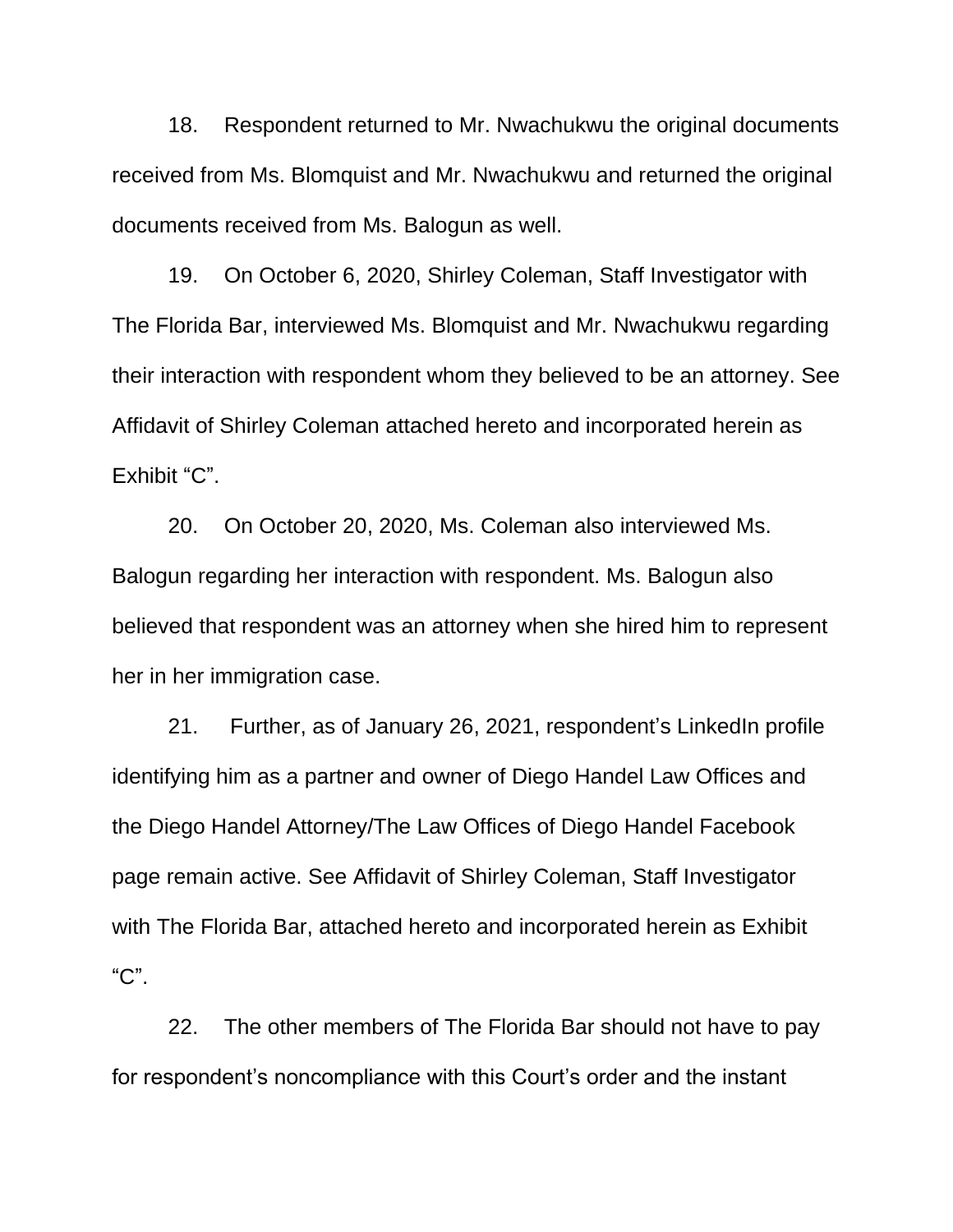18. Respondent returned to Mr. Nwachukwu the original documents received from Ms. Blomquist and Mr. Nwachukwu and returned the original documents received from Ms. Balogun as well.

19. On October 6, 2020, Shirley Coleman, Staff Investigator with The Florida Bar, interviewed Ms. Blomquist and Mr. Nwachukwu regarding their interaction with respondent whom they believed to be an attorney. See Affidavit of Shirley Coleman attached hereto and incorporated herein as Exhibit "C".

20. On October 20, 2020, Ms. Coleman also interviewed Ms. Balogun regarding her interaction with respondent. Ms. Balogun also believed that respondent was an attorney when she hired him to represent her in her immigration case.

21. Further, as of January 26, 2021, respondent's LinkedIn profile identifying him as a partner and owner of Diego Handel Law Offices and the Diego Handel Attorney/The Law Offices of Diego Handel Facebook page remain active. See Affidavit of Shirley Coleman, Staff Investigator with The Florida Bar, attached hereto and incorporated herein as Exhibit "C".

22. The other members of The Florida Bar should not have to pay for respondent's noncompliance with this Court's order and the instant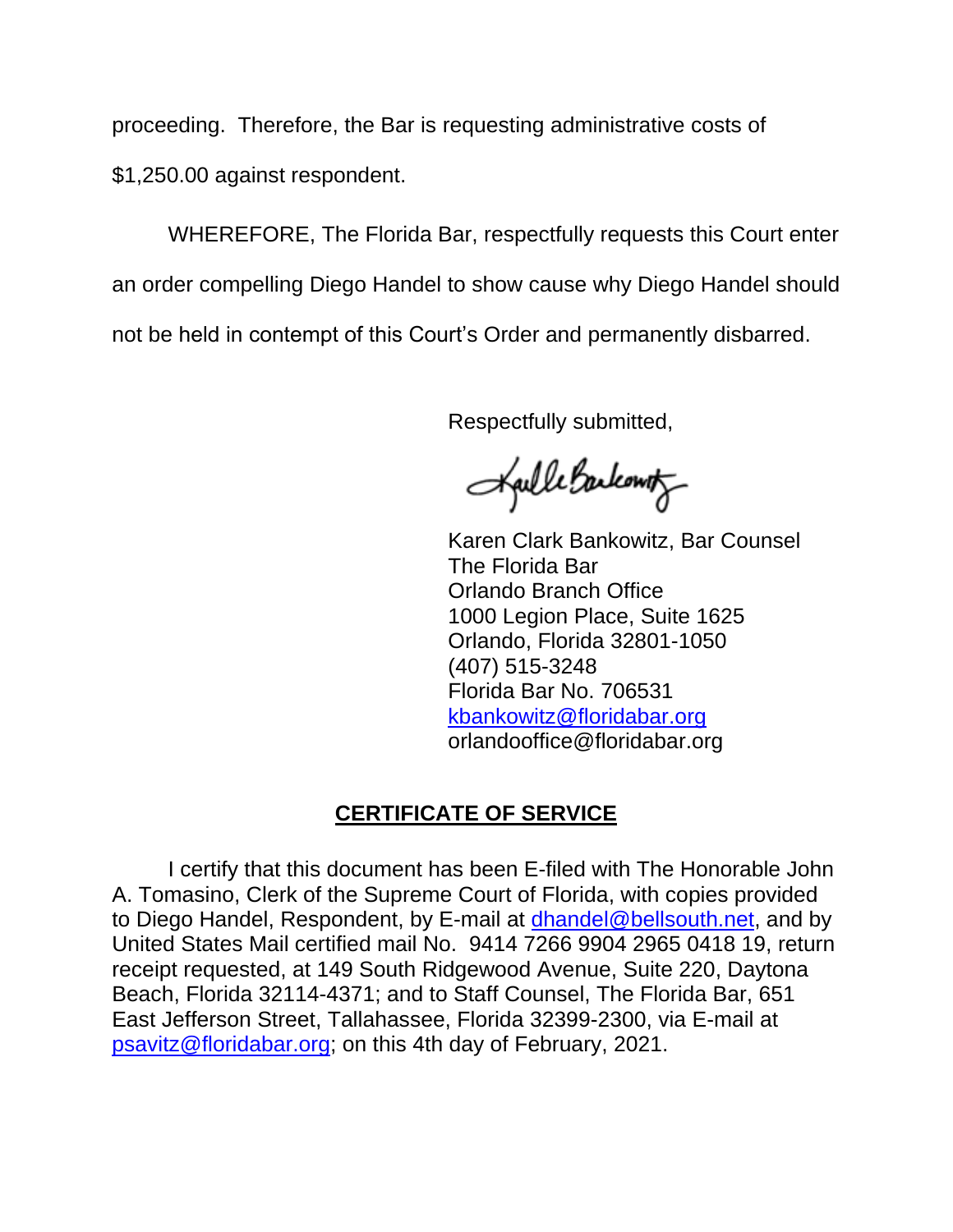proceeding. Therefore, the Bar is requesting administrative costs of $1,250.00 against respondent.

WHEREFORE, The Florida Bar, respectfully requests this Court enter an order compelling Diego Handel to show cause why Diego Handel should not be held in contempt of this Court's Order and permanently disbarred.

Respectfully submitted,

Karen Clark Bankowitz, Bar Counsel
The Florida Bar
Orlando Branch Office
1000 Legion Place, Suite 1625
Orlando, Florida 32801-1050
(407) 515-3248
Florida Bar No. 706531
kbankowitz@floridabar.org
orlandooffice@floridabar.org

## CERTIFICATE OF SERVICE

I certify that this document has been E-filed with The Honorable John A. Tomasino, Clerk of the Supreme Court of Florida, with copies provided to Diego Handel, Respondent, by E-mail at dhandel@bellsouth.net, and by United States Mail certified mail No. 9414 7266 9904 2965 0418 19, return receipt requested, at 149 South Ridgewood Avenue, Suite 220, Daytona Beach, Florida 32114-4371; and to Staff Counsel, The Florida Bar, 651 East Jefferson Street, Tallahassee, Florida 32399-2300, via E-mail at psavitz@floridabar.org; on this 4th day of February, 2021.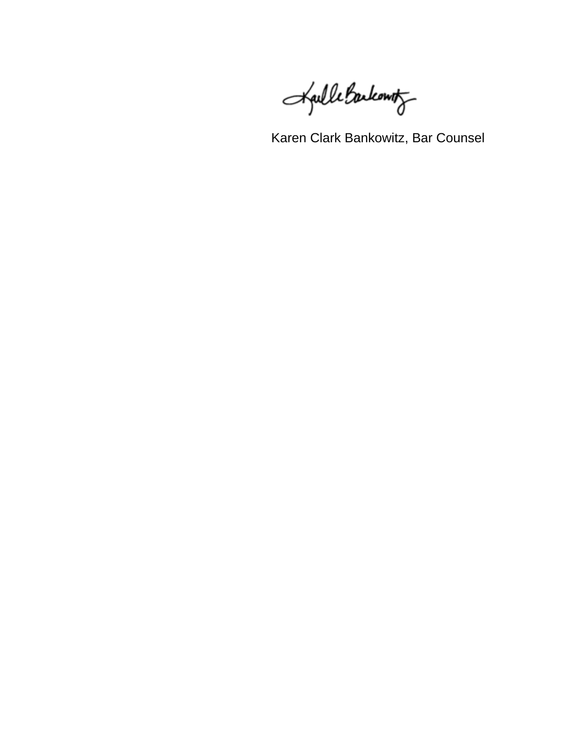Karen Clark Bankowitz, Bar Counsel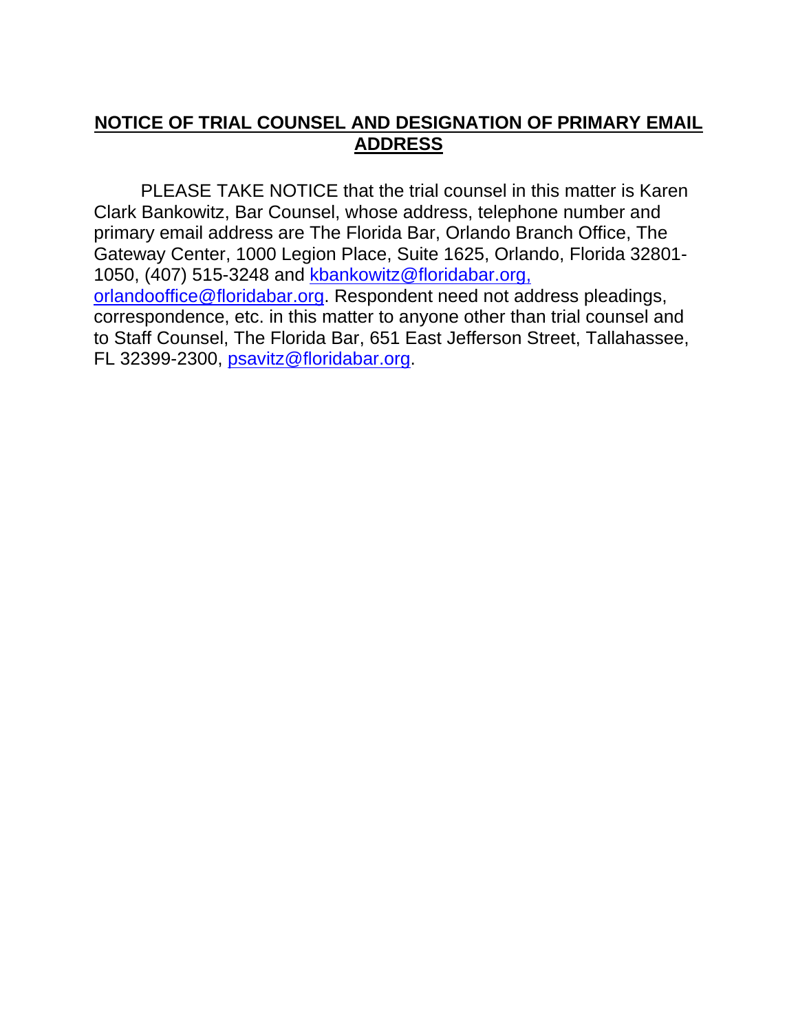**NOTICE OF TRIAL COUNSEL AND DESIGNATION OF PRIMARY EMAIL ADDRESS**

PLEASE TAKE NOTICE that the trial counsel in this matter is Karen Clark Bankowitz, Bar Counsel, whose address, telephone number and primary email address are The Florida Bar, Orlando Branch Office, The Gateway Center, 1000 Legion Place, Suite 1625, Orlando, Florida 32801-1050, (407) 515-3248 and kbankowitz@floridabar.org, orlandooffice@floridabar.org. Respondent need not address pleadings, correspondence, etc. in this matter to anyone other than trial counsel and to Staff Counsel, The Florida Bar, 651 East Jefferson Street, Tallahassee, FL 32399-2300, psavitz@floridabar.org.